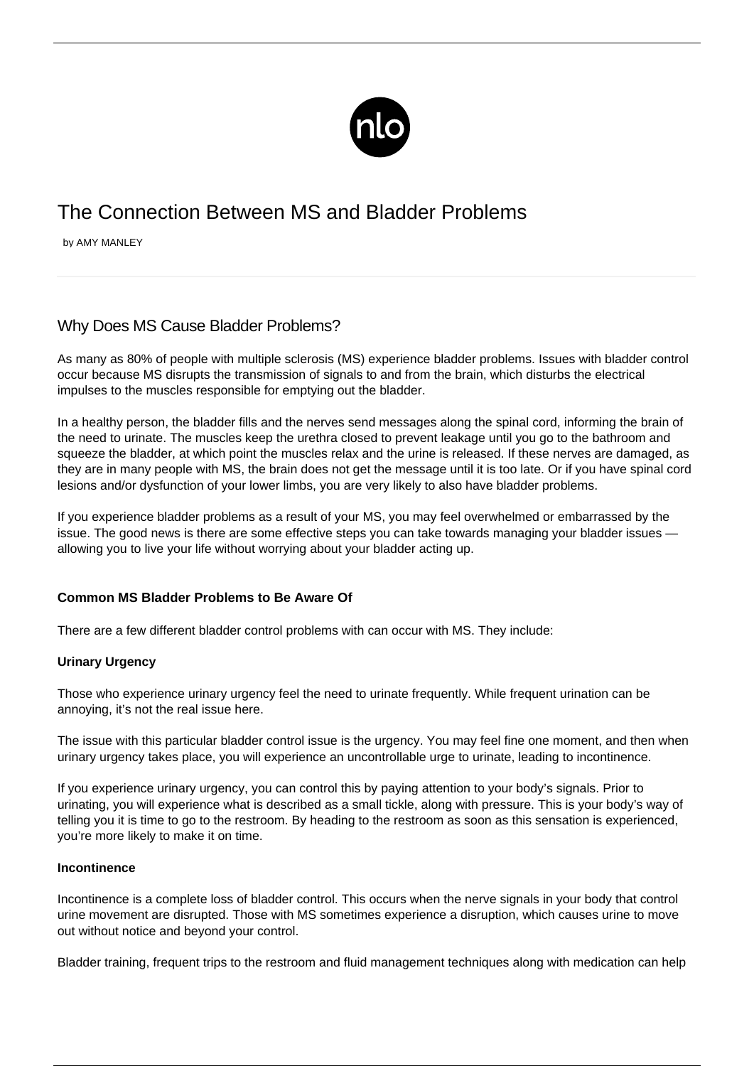# The Connection Between MS and Bladder Problems

by AMY MANLEY

## Why Does MS Cause Bladder Problems?

As many as 80% of people with multiple sclerosis (MS) experience bladder problems. Issues with bladder control occur because MS disrupts the transmission of signals to and from the brain, which disturbs the electrical impulses to the muscles responsible for emptying out the bladder.

In a healthy person, the bladder fills and the nerves send messages along the spinal cord, informing the brain of the need to urinate. The muscles keep the urethra closed to prevent leakage until you go to the bathroom and squeeze the bladder, at which point the muscles relax and the urine is released. If these nerves are damaged, as they are in many people with MS, the brain does not get the message until it is too late. Or if you have spinal cord lesions and/or dysfunction of your lower limbs, you are very likely to also have bladder problems.

If you experience bladder problems as a result of your MS, you may feel overwhelmed or embarrassed by the issue. The good news is there are some effective steps you can take towards managing your bladder issues — allowing you to live your life without worrying about your bladder acting up.

### Common MS Bladder Problems to Be Aware Of

There are a few different bladder control problems with can occur with MS. They include:

#### Urinary Urgency

Those who experience urinary urgency feel the need to urinate frequently. While frequent urination can be annoying, it's not the real issue here.

The issue with this particular bladder control issue is the urgency. You may feel fine one moment, and then when urinary urgency takes place, you will experience an uncontrollable urge to urinate, leading to incontinence.

If you experience urinary urgency, you can control this by paying attention to your body's signals. Prior to urinating, you will experience what is described as a small tickle, along with pressure. This is your body's way of telling you it is time to go to the restroom. By heading to the restroom as soon as this sensation is experienced, you're more likely to make it on time.

#### Incontinence

Incontinence is a complete loss of bladder control. This occurs when the nerve signals in your body that control urine movement are disrupted. Those with MS sometimes experience a disruption, which causes urine to move out without notice and beyond your control.

Bladder training, frequent trips to the restroom and fluid management techniques along with medication can help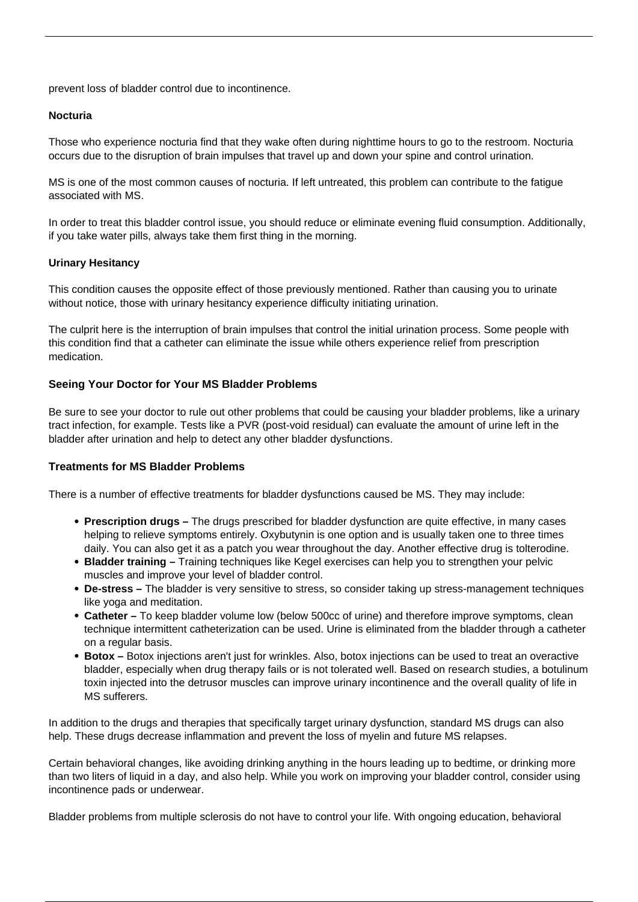prevent loss of bladder control due to incontinence.

**Nocturia**

Those who experience nocturia find that they wake often during nighttime hours to go to the restroom. Nocturia occurs due to the disruption of brain impulses that travel up and down your spine and control urination.

MS is one of the most common causes of nocturia. If left untreated, this problem can contribute to the fatigue associated with MS.

In order to treat this bladder control issue, you should reduce or eliminate evening fluid consumption. Additionally, if you take water pills, always take them first thing in the morning.

**Urinary Hesitancy**

This condition causes the opposite effect of those previously mentioned. Rather than causing you to urinate without notice, those with urinary hesitancy experience difficulty initiating urination.

The culprit here is the interruption of brain impulses that control the initial urination process. Some people with this condition find that a catheter can eliminate the issue while others experience relief from prescription medication.

**Seeing Your Doctor for Your MS Bladder Problems**

Be sure to see your doctor to rule out other problems that could be causing your bladder problems, like a urinary tract infection, for example. Tests like a PVR (post-void residual) can evaluate the amount of urine left in the bladder after urination and help to detect any other bladder dysfunctions.

**Treatments for MS Bladder Problems**

There is a number of effective treatments for bladder dysfunctions caused be MS. They may include:

- **Prescription drugs –** The drugs prescribed for bladder dysfunction are quite effective, in many cases helping to relieve symptoms entirely. Oxybutynin is one option and is usually taken one to three times daily. You can also get it as a patch you wear throughout the day. Another effective drug is tolterodine.
- **Bladder training –** Training techniques like Kegel exercises can help you to strengthen your pelvic muscles and improve your level of bladder control.
- **De-stress –** The bladder is very sensitive to stress, so consider taking up stress-management techniques like yoga and meditation.
- **Catheter –** To keep bladder volume low (below 500cc of urine) and therefore improve symptoms, clean technique intermittent catheterization can be used. Urine is eliminated from the bladder through a catheter on a regular basis.
- **Botox –** Botox injections aren't just for wrinkles. Also, botox injections can be used to treat an overactive bladder, especially when drug therapy fails or is not tolerated well. Based on research studies, a botulinum toxin injected into the detrusor muscles can improve urinary incontinence and the overall quality of life in MS sufferers.

In addition to the drugs and therapies that specifically target urinary dysfunction, standard MS drugs can also help. These drugs decrease inflammation and prevent the loss of myelin and future MS relapses.

Certain behavioral changes, like avoiding drinking anything in the hours leading up to bedtime, or drinking more than two liters of liquid in a day, and also help. While you work on improving your bladder control, consider using incontinence pads or underwear.

Bladder problems from multiple sclerosis do not have to control your life. With ongoing education, behavioral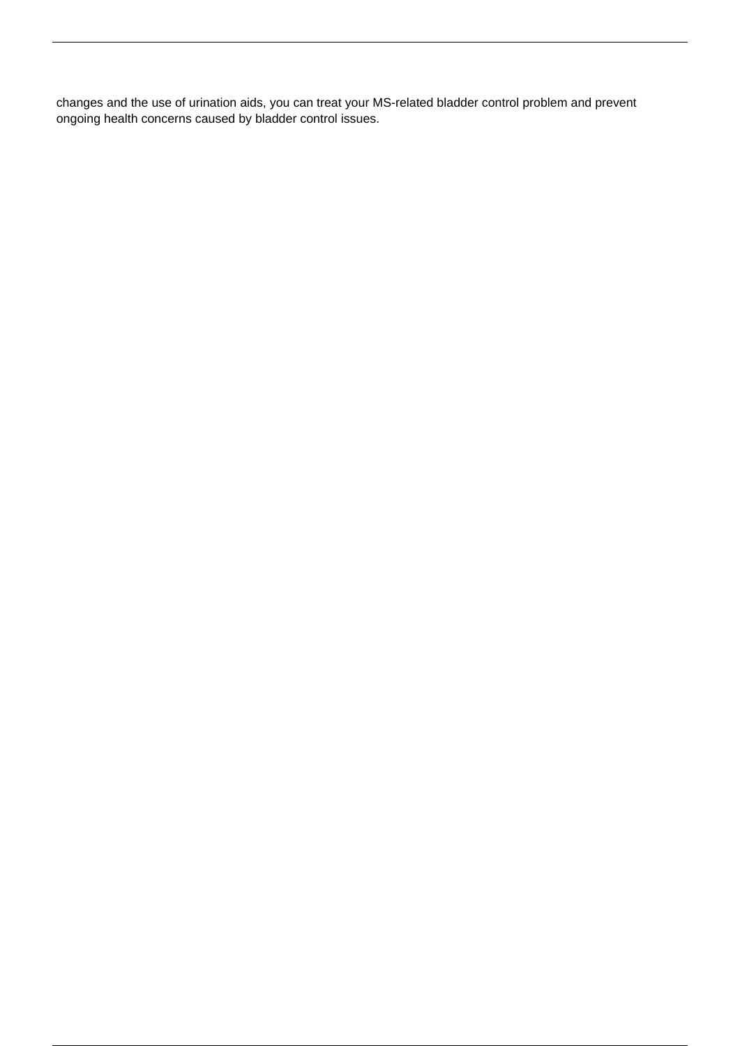changes and the use of urination aids, you can treat your MS-related bladder control problem and prevent ongoing health concerns caused by bladder control issues.